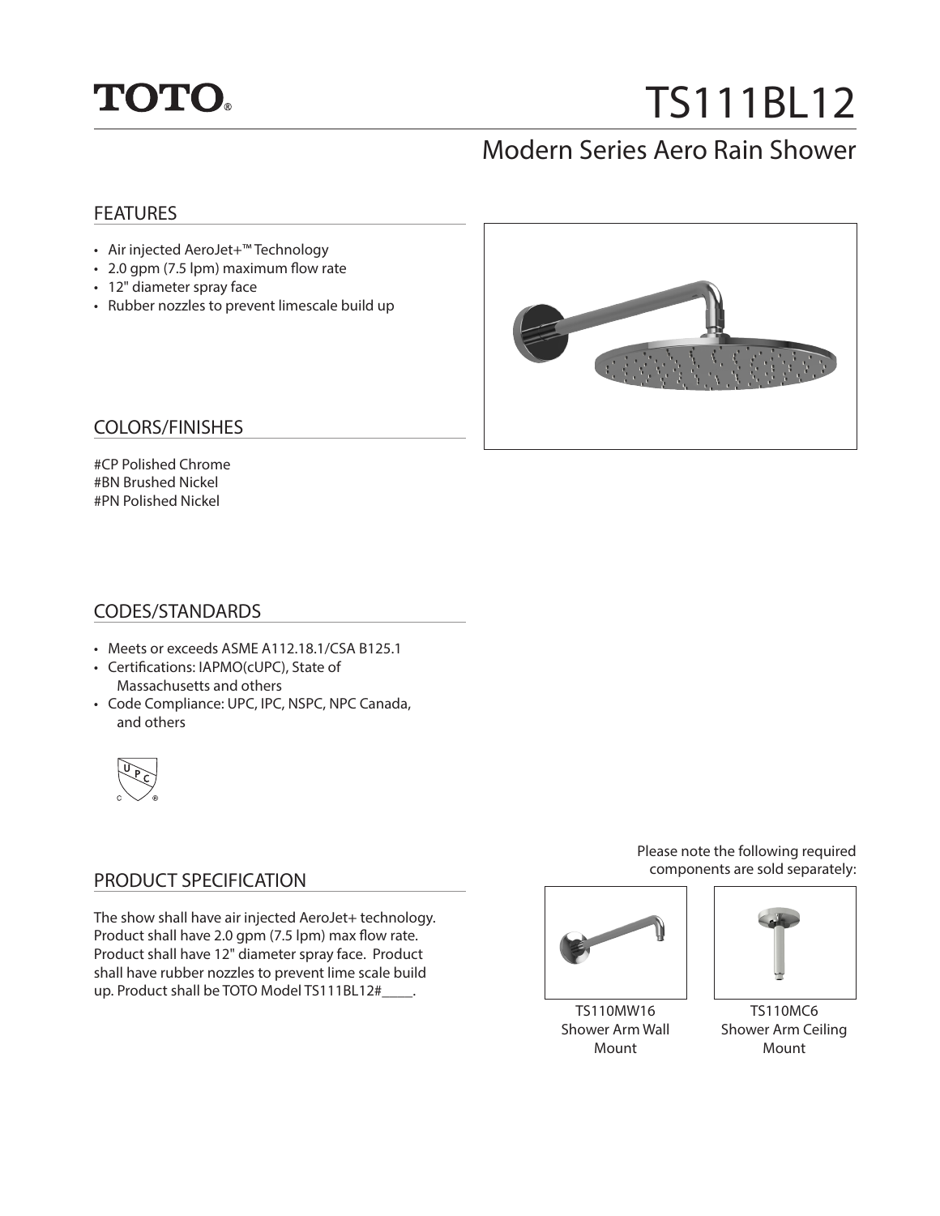TOTO®

# TS111BL12

## Modern Series Aero Rain Shower

### FEATURES

- Air injected AeroJet+™ Technology
- 2.0 gpm (7.5 lpm) maximum flow rate
- 12" diameter spray face
- Rubber nozzles to prevent limescale build up

### COLORS/FINISHES

#CP Polished Chrome
#BN Brushed Nickel
#PN Polished Nickel

### CODES/STANDARDS

- Meets or exceeds ASME A112.18.1/CSA B125.1
- Certifications: IAPMO(cUPC), State of Massachusetts and others
- Code Compliance: UPC, IPC, NSPC, NPC Canada, and others

### PRODUCT SPECIFICATION

The show shall have air injected AeroJet+ technology. Product shall have 2.0 gpm (7.5 lpm) max flow rate. Product shall have 12" diameter spray face. Product shall have rubber nozzles to prevent lime scale build up. Product shall be TOTO Model TS111BL12#____.

Please note the following required components are sold separately:

TS110MW16 Shower Arm Wall Mount

TS110MC6 Shower Arm Ceiling Mount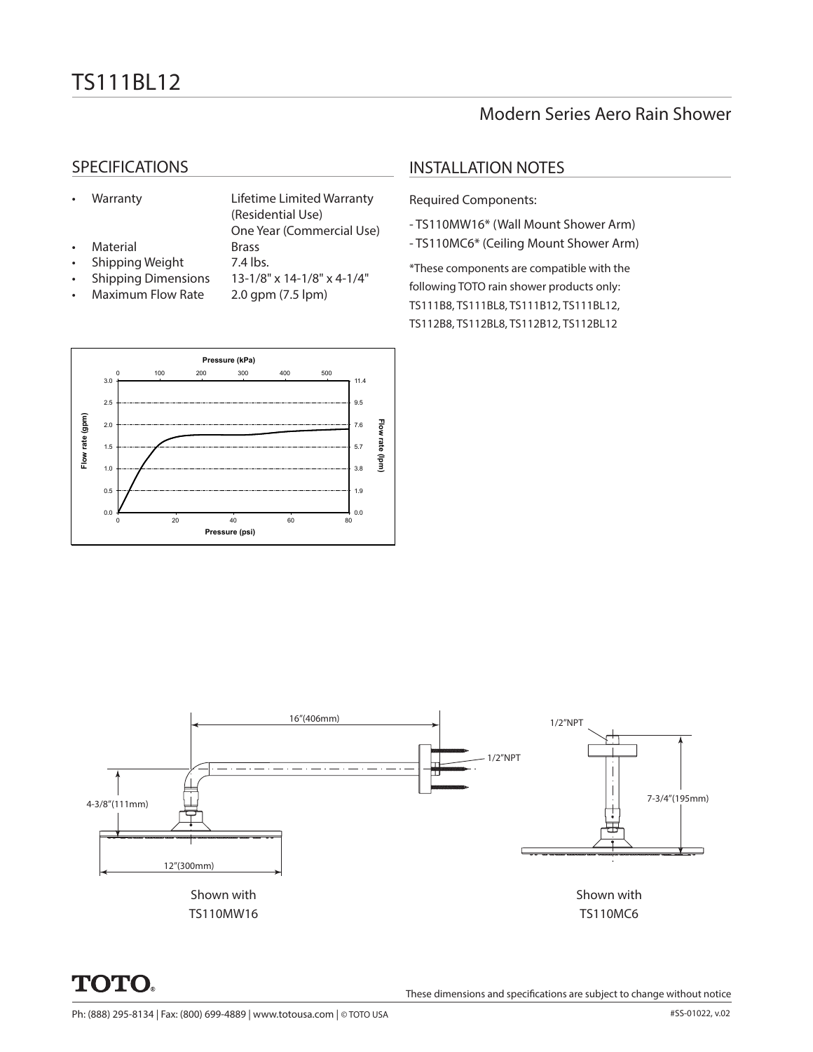# TS111BL12

## Modern Series Aero Rain Shower

## SPECIFICATIONS

- Warranty: Lifetime Limited Warranty (Residential Use) One Year (Commercial Use)
- Material: Brass
- Shipping Weight: 7.4 lbs.
- Shipping Dimensions: 13-1/8" x 14-1/8" x 4-1/4"
- Maximum Flow Rate: 2.0 gpm (7.5 lpm)

Pressure (kPa)

0 100 200 300 400 500

Flow rate (gpm)

3.0 2.5 2.0 1.5 1.0 0.5 0.0

Flow rate (lpm)

11.4 9.5 7.6 5.7 3.8 1.9 0.0

0 20 40 60 80

Pressure (psi)

## INSTALLATION NOTES

Required Components:

- TS110MW16* (Wall Mount Shower Arm)
- TS110MC6* (Ceiling Mount Shower Arm)

*These components are compatible with the following TOTO rain shower products only: TS111B8, TS111BL8, TS111B12, TS111BL12, TS112B8, TS112BL8, TS112B12, TS112BL12

16"(406mm)

1/2"NPT

4-3/8"(111mm)

12"(300mm)

Shown with TS110MW16

1/2"NPT

7-3/4"(195mm)

Shown with TS110MC6

TOTO®

These dimensions and specifications are subject to change without notice

Ph: (888) 295-8134 | Fax: (800) 699-4889 | www.totousa.com | © TOTO USA

#SS-01022, v.02